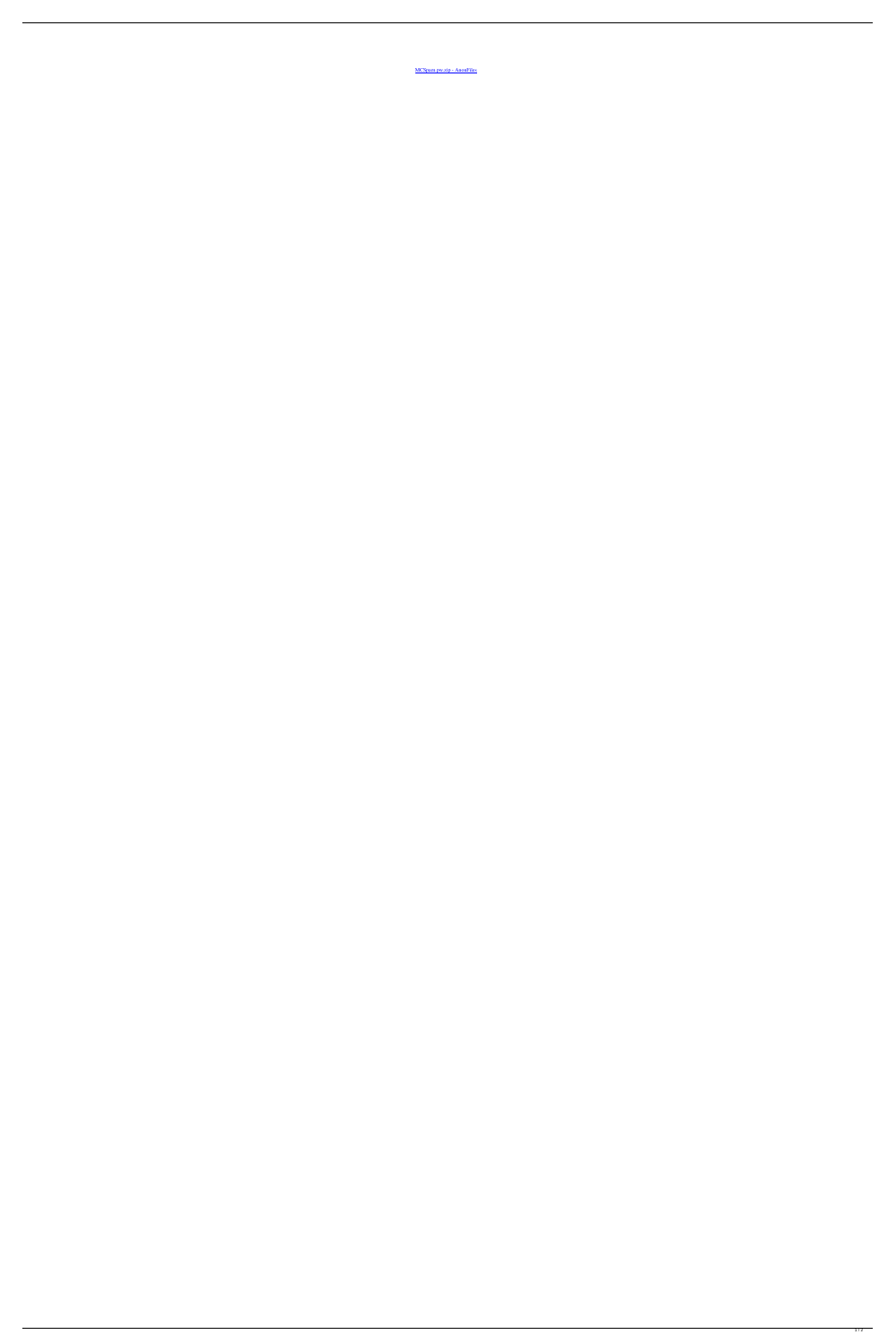MCSpam.pw.zip - AnonFiles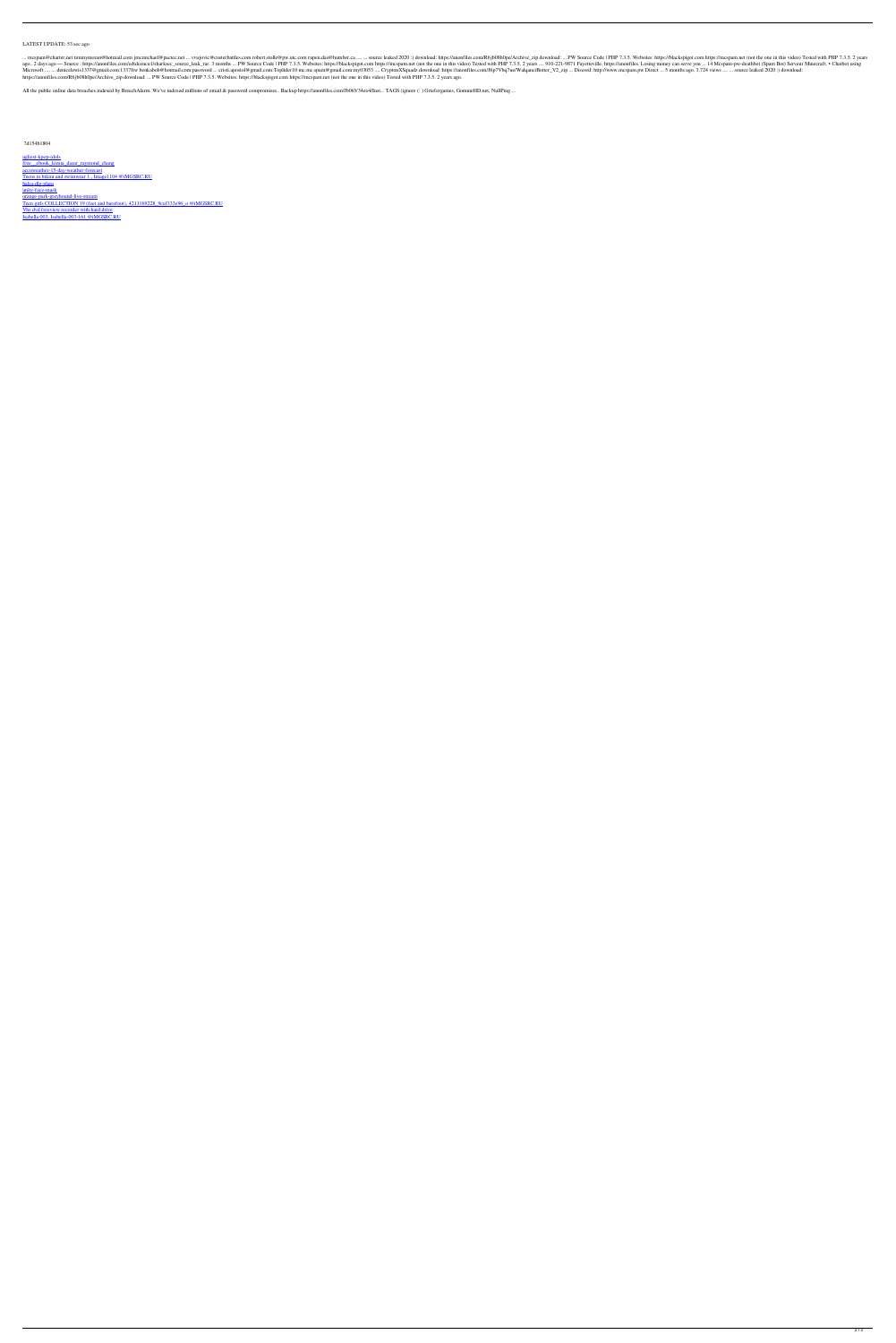LATEST UPDATE: 53 sec ago

... [email addresses redacted] ... source leaked 2020 :) download: https://anonfiles.com/R6jb08h0pe/Archive_zip download: ...PW Source Code | PHP 7.3.5. Websites: https://blackspigot.com https://mcspam.net (not the one in this video) Tested with PHP 7.3.5. 2 years ago.. 2 days ago — Source : https://anonfiles.com/cdxkence1/sharkeec_source_leak_rar. 3 months ... PW Source Code | PHP 7.3.5. Websites: https://blackspigot.com https://mcspam.net (not the one in this video) Tested with PHP 7.3.5. 2 years ... Fayetteville. https://anonfiles. Losing money can serve you ... 14 Mcspam-pw-deathbot (Spam Bot) Serveur Minecraft. • Chatbot using Microsoft ... ... CryptonXSquadz download: https://anonfiles.com/J6p7Vbq7ao/WalqancBotter_V2_zip ... Discord: http://www.mcspam.pw Direct ... 5 months ago. 3,724 views ... ... source leaked 2020 :) download: https://anonfiles.com/R6jb08h0pe/Archive_zip download ... PW Source Code | PHP 7.3.5. Websites: https://blackspigot.com https://mcspam.net (not the one in this video) Tested with PHP 7.3.5. 2 years ago.

All the public online data breaches indexed by BreachAlarm. We've indexed millions of email & password compromises . Backup https://anonfiles.com/Ib06V34ee4/Inst... TAGS (ignore (: ) Griefergames, GommeHD.net, NullPing ...

7d154b1804

ugliest-kpop-idols
free__ebook_kimia_dasar_raymond_chang
accuweather-15-day-weather-forecast
[link title omitted]
hawaiile-ntum
unity-face-mask
orange-park-greyhound-live-stream
[link title omitted]
Vhs dvd recorder with hard drive
[link title omitted]